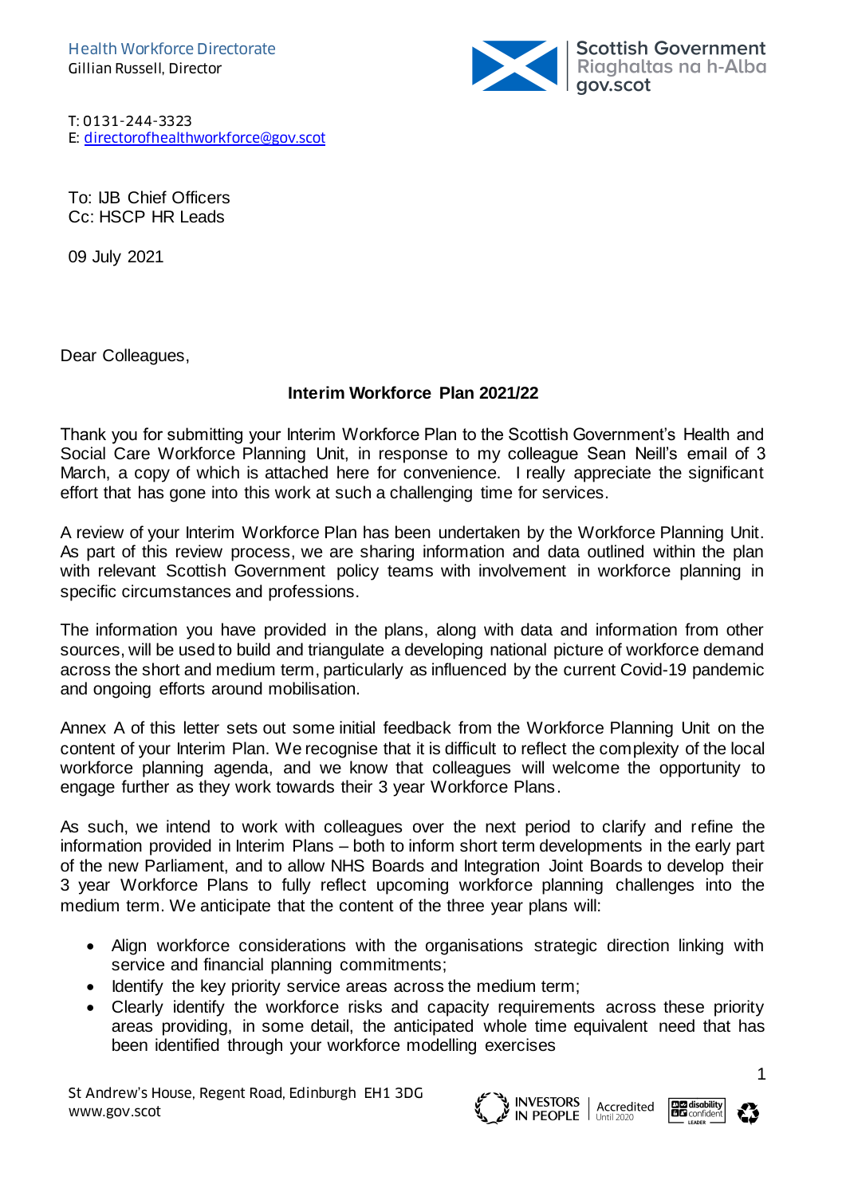Health Workforce Directorate
Gillian Russell, Director

Scottish Government
Riaghaltas na h-Alba
gov.scot

T: 0131-244-3323
E: directorofhealthworkforce@gov.scot

To: IJB Chief Officers
Cc: HSCP HR Leads

09 July 2021

Dear Colleagues,

**Interim Workforce Plan 2021/22**

Thank you for submitting your Interim Workforce Plan to the Scottish Government's Health and Social Care Workforce Planning Unit, in response to my colleague Sean Neill's email of 3 March, a copy of which is attached here for convenience. I really appreciate the significant effort that has gone into this work at such a challenging time for services.

A review of your Interim Workforce Plan has been undertaken by the Workforce Planning Unit. As part of this review process, we are sharing information and data outlined within the plan with relevant Scottish Government policy teams with involvement in workforce planning in specific circumstances and professions.

The information you have provided in the plans, along with data and information from other sources, will be used to build and triangulate a developing national picture of workforce demand across the short and medium term, particularly as influenced by the current Covid-19 pandemic and ongoing efforts around mobilisation.

Annex A of this letter sets out some initial feedback from the Workforce Planning Unit on the content of your Interim Plan. We recognise that it is difficult to reflect the complexity of the local workforce planning agenda, and we know that colleagues will welcome the opportunity to engage further as they work towards their 3 year Workforce Plans.

As such, we intend to work with colleagues over the next period to clarify and refine the information provided in Interim Plans – both to inform short term developments in the early part of the new Parliament, and to allow NHS Boards and Integration Joint Boards to develop their 3 year Workforce Plans to fully reflect upcoming workforce planning challenges into the medium term. We anticipate that the content of the three year plans will:

- Align workforce considerations with the organisations strategic direction linking with service and financial planning commitments;
- Identify the key priority service areas across the medium term;
- Clearly identify the workforce risks and capacity requirements across these priority areas providing, in some detail, the anticipated whole time equivalent need that has been identified through your workforce modelling exercises

St Andrew's House, Regent Road, Edinburgh EH1 3DG
www.gov.scot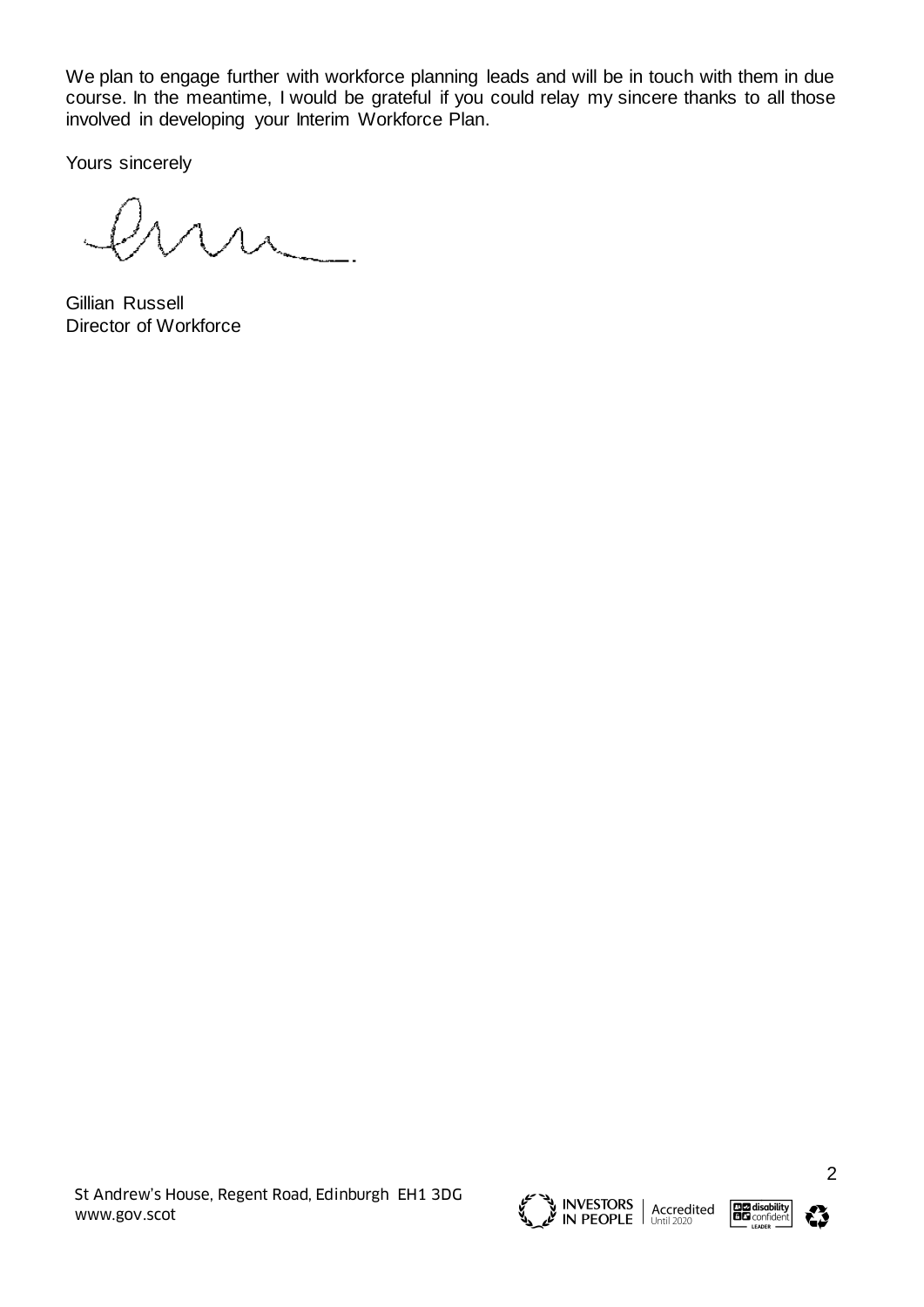We plan to engage further with workforce planning leads and will be in touch with them in due course. In the meantime, I would be grateful if you could relay my sincere thanks to all those involved in developing your Interim Workforce Plan.

Yours sincerely

Gillian Russell
Director of Workforce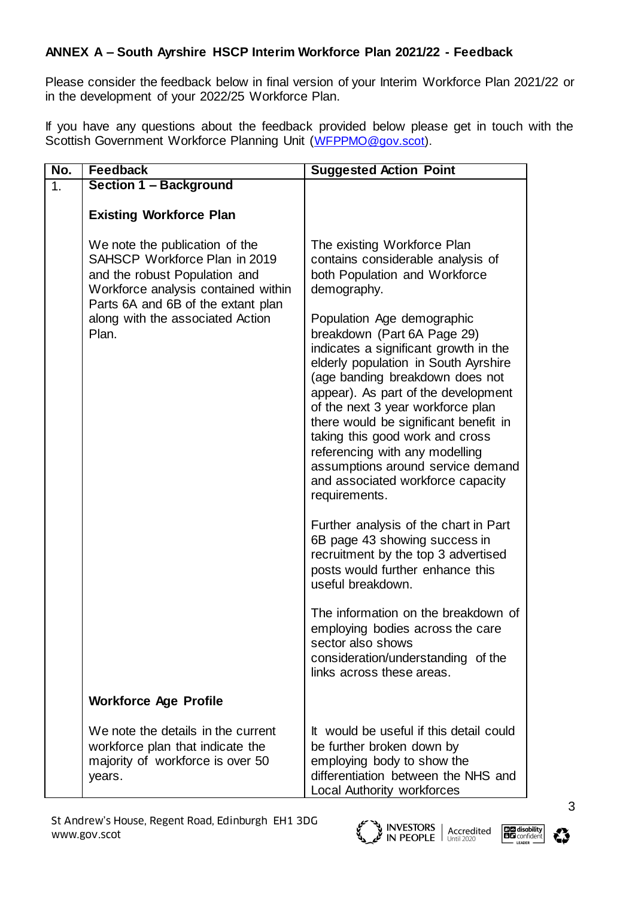**ANNEX A – South Ayrshire HSCP Interim Workforce Plan 2021/22 - Feedback**

Please consider the feedback below in final version of your Interim Workforce Plan 2021/22 or in the development of your 2022/25 Workforce Plan.

If you have any questions about the feedback provided below please get in touch with the Scottish Government Workforce Planning Unit (WFPPMO@gov.scot).

| No. | Feedback | Suggested Action Point |
|---|---|---|
| 1. | **Section 1 – Background** | |
| | **Existing Workforce Plan** | |
| | We note the publication of the SAHSCP Workforce Plan in 2019 and the robust Population and Workforce analysis contained within Parts 6A and 6B of the extant plan along with the associated Action Plan. | The existing Workforce Plan contains considerable analysis of both Population and Workforce demography.<br><br>Population Age demographic breakdown (Part 6A Page 29) indicates a significant growth in the elderly population in South Ayrshire (age banding breakdown does not appear). As part of the development of the next 3 year workforce plan there would be significant benefit in taking this good work and cross referencing with any modelling assumptions around service demand and associated workforce capacity requirements.<br><br>Further analysis of the chart in Part 6B page 43 showing success in recruitment by the top 3 advertised posts would further enhance this useful breakdown.<br><br>The information on the breakdown of employing bodies across the care sector also shows consideration/understanding of the links across these areas. |
| | **Workforce Age Profile** | |
| | We note the details in the current workforce plan that indicate the majority of workforce is over 50 years. | It would be useful if this detail could be further broken down by employing body to show the differentiation between the NHS and Local Authority workforces |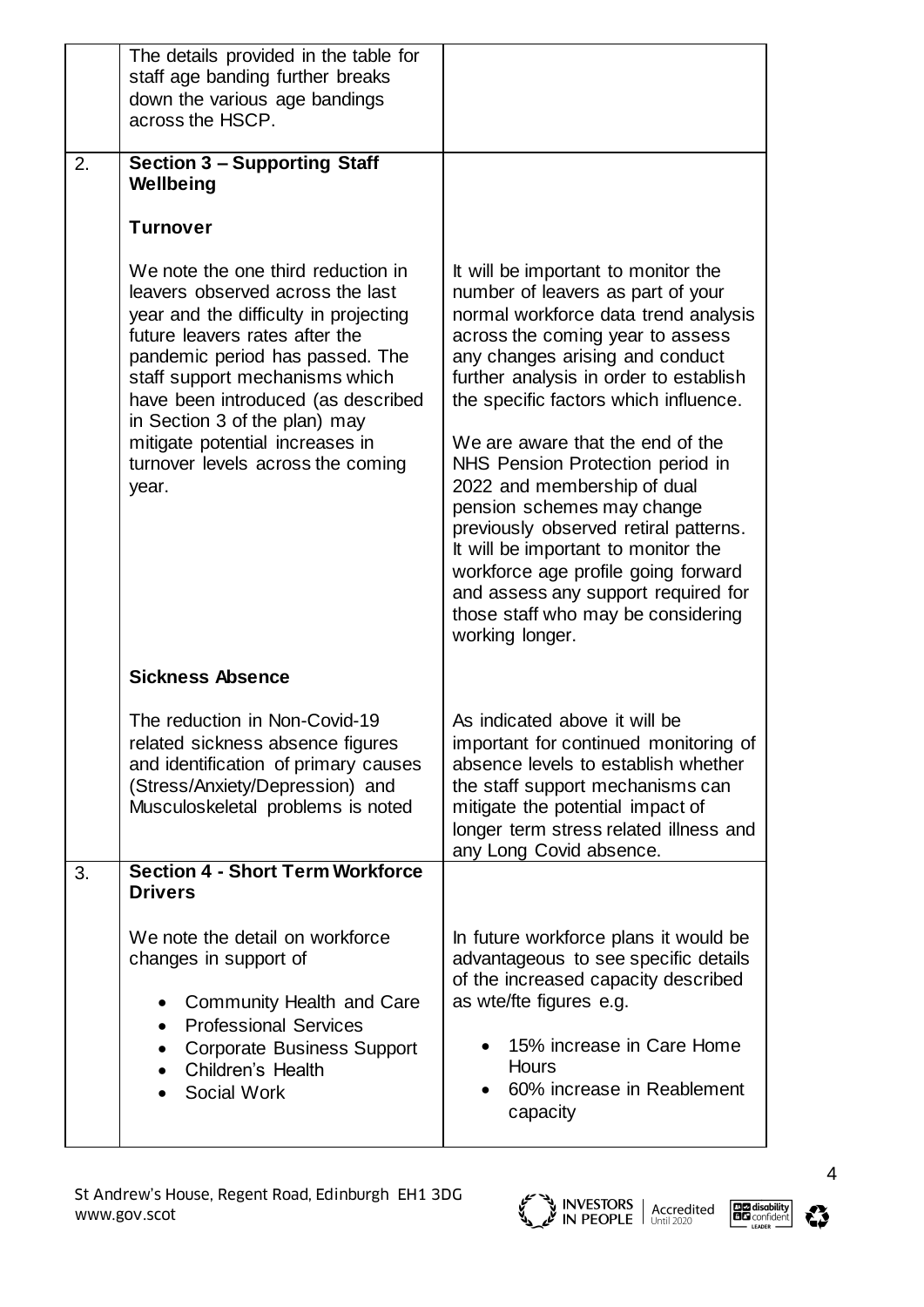| | | |
|---|---|---|
| | The details provided in the table for staff age banding further breaks down the various age bandings across the HSCP. | |
| 2. | **Section 3 – Supporting Staff Wellbeing** | |
| | **Turnover** | |
| | We note the one third reduction in leavers observed across the last year and the difficulty in projecting future leavers rates after the pandemic period has passed. The staff support mechanisms which have been introduced (as described in Section 3 of the plan) may mitigate potential increases in turnover levels across the coming year. | It will be important to monitor the number of leavers as part of your normal workforce data trend analysis across the coming year to assess any changes arising and conduct further analysis in order to establish the specific factors which influence.<br><br>We are aware that the end of the NHS Pension Protection period in 2022 and membership of dual pension schemes may change previously observed retiral patterns. It will be important to monitor the workforce age profile going forward and assess any support required for those staff who may be considering working longer. |
| | **Sickness Absence** | |
| | The reduction in Non-Covid-19 related sickness absence figures and identification of primary causes (Stress/Anxiety/Depression) and Musculoskeletal problems is noted | As indicated above it will be important for continued monitoring of absence levels to establish whether the staff support mechanisms can mitigate the potential impact of longer term stress related illness and any Long Covid absence. |
| 3. | **Section 4 - Short Term Workforce Drivers** | |
| | We note the detail on workforce changes in support of<br><br>• Community Health and Care<br>• Professional Services<br>• Corporate Business Support<br>• Children's Health<br>• Social Work | In future workforce plans it would be advantageous to see specific details of the increased capacity described as wte/fte figures e.g.<br><br>• 15% increase in Care Home Hours<br>• 60% increase in Reablement capacity |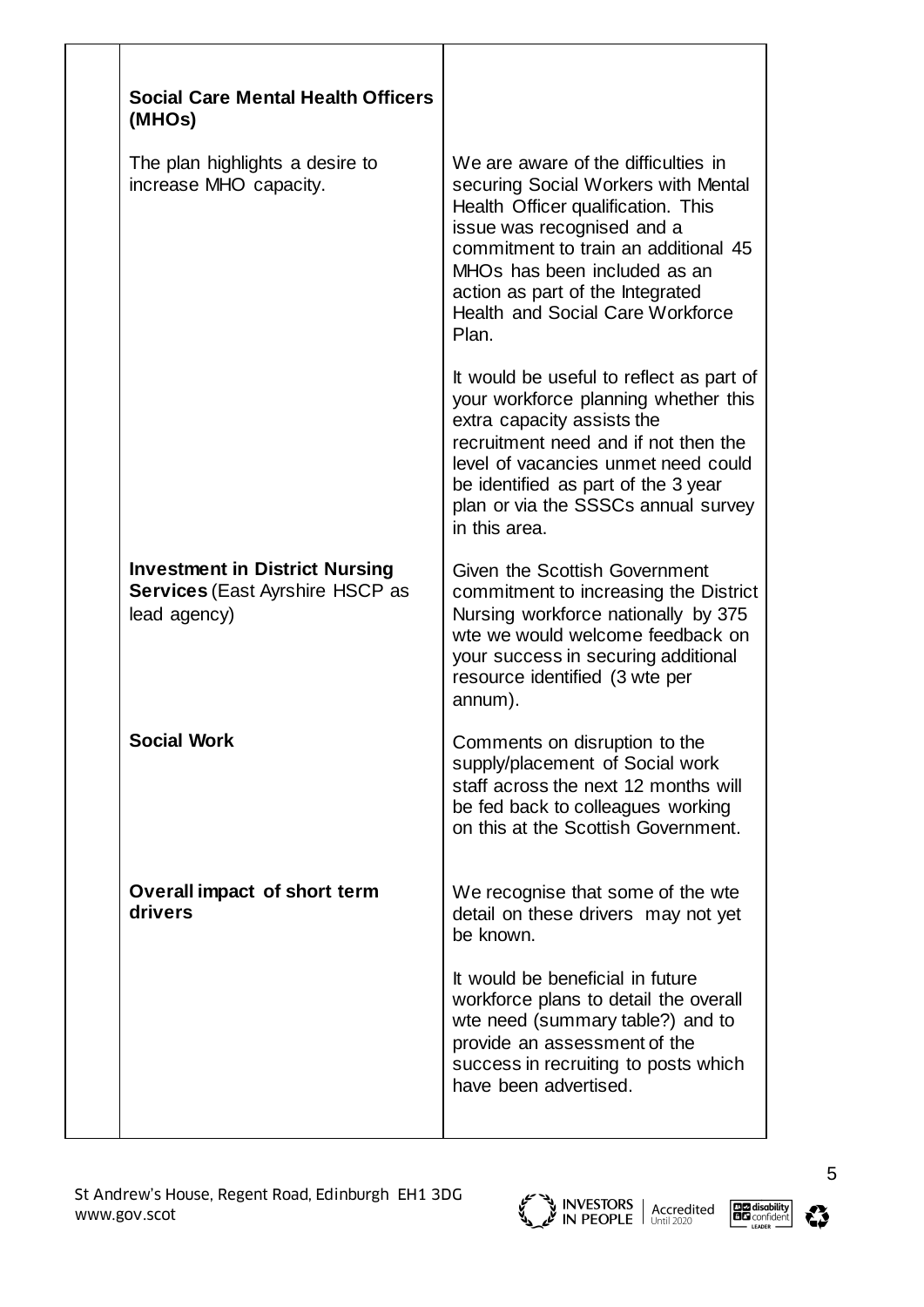| | | |
|---|---|---|
| | **Social Care Mental Health Officers (MHOs)**<br><br>The plan highlights a desire to increase MHO capacity. | We are aware of the difficulties in securing Social Workers with Mental Health Officer qualification. This issue was recognised and a commitment to train an additional 45 MHOs has been included as an action as part of the Integrated Health and Social Care Workforce Plan.<br><br>It would be useful to reflect as part of your workforce planning whether this extra capacity assists the recruitment need and if not then the level of vacancies unmet need could be identified as part of the 3 year plan or via the SSSCs annual survey in this area. |
| | **Investment in District Nursing Services** (East Ayrshire HSCP as lead agency) | Given the Scottish Government commitment to increasing the District Nursing workforce nationally by 375 wte we would welcome feedback on your success in securing additional resource identified (3 wte per annum). |
| | **Social Work** | Comments on disruption to the supply/placement of Social work staff across the next 12 months will be fed back to colleagues working on this at the Scottish Government. |
| | **Overall impact of short term drivers** | We recognise that some of the wte detail on these drivers may not yet be known.<br><br>It would be beneficial in future workforce plans to detail the overall wte need (summary table?) and to provide an assessment of the success in recruiting to posts which have been advertised. |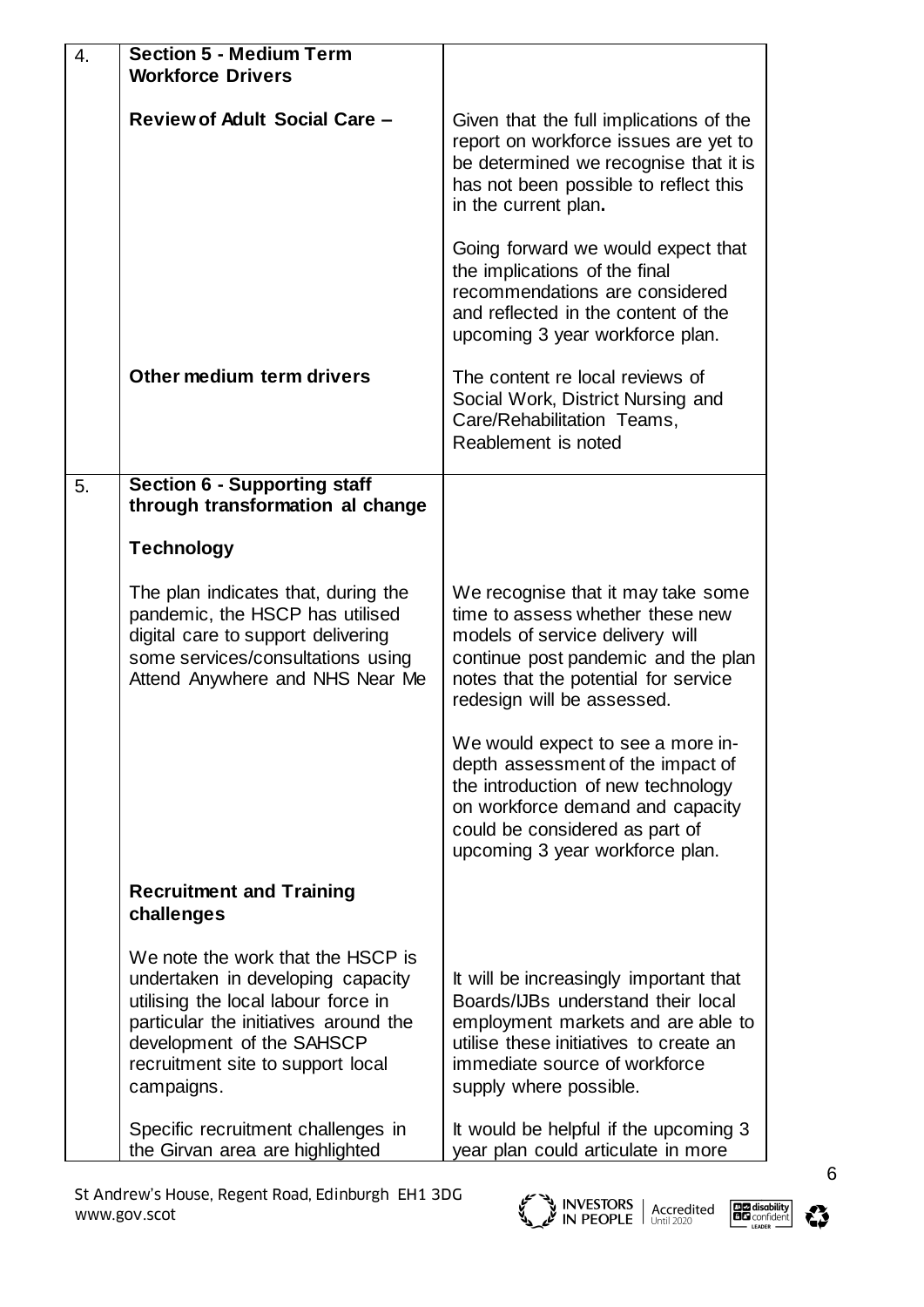| | | |
|---|---|---|
| 4. | **Section 5 - Medium Term Workforce Drivers** | |
| | **Review of Adult Social Care –** | Given that the full implications of the report on workforce issues are yet to be determined we recognise that it is has not been possible to reflect this in the current plan**.**<br><br>Going forward we would expect that the implications of the final recommendations are considered and reflected in the content of the upcoming 3 year workforce plan. |
| | **Other medium term drivers** | The content re local reviews of Social Work, District Nursing and Care/Rehabilitation Teams, Reablement is noted |
| 5. | **Section 6 - Supporting staff through transformation al change** | |
| | **Technology** | |
| | The plan indicates that, during the pandemic, the HSCP has utilised digital care to support delivering some services/consultations using Attend Anywhere and NHS Near Me | We recognise that it may take some time to assess whether these new models of service delivery will continue post pandemic and the plan notes that the potential for service redesign will be assessed.<br><br>We would expect to see a more in-depth assessment of the impact of the introduction of new technology on workforce demand and capacity could be considered as part of upcoming 3 year workforce plan. |
| | **Recruitment and Training challenges** | |
| | We note the work that the HSCP is undertaken in developing capacity utilising the local labour force in particular the initiatives around the development of the SAHSCP recruitment site to support local campaigns. | It will be increasingly important that Boards/IJBs understand their local employment markets and are able to utilise these initiatives to create an immediate source of workforce supply where possible. |
| | Specific recruitment challenges in the Girvan area are highlighted | It would be helpful if the upcoming 3 year plan could articulate in more |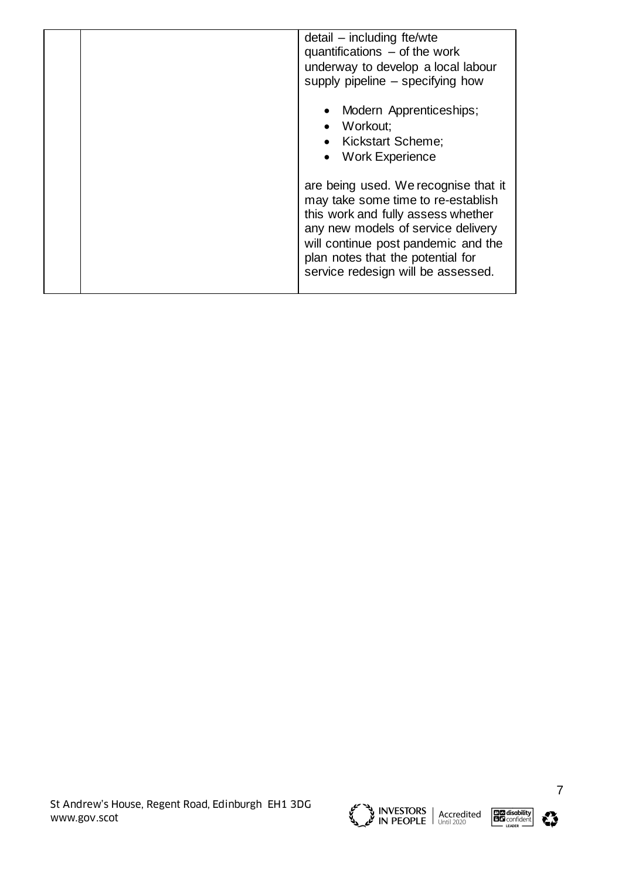| | | |
|---|---|---|
| | | detail – including fte/wte quantifications – of the work underway to develop a local labour supply pipeline – specifying how<br><br>• Modern Apprenticeships;<br>• Workout;<br>• Kickstart Scheme;<br>• Work Experience<br><br>are being used. We recognise that it may take some time to re-establish this work and fully assess whether any new models of service delivery will continue post pandemic and the plan notes that the potential for service redesign will be assessed. |